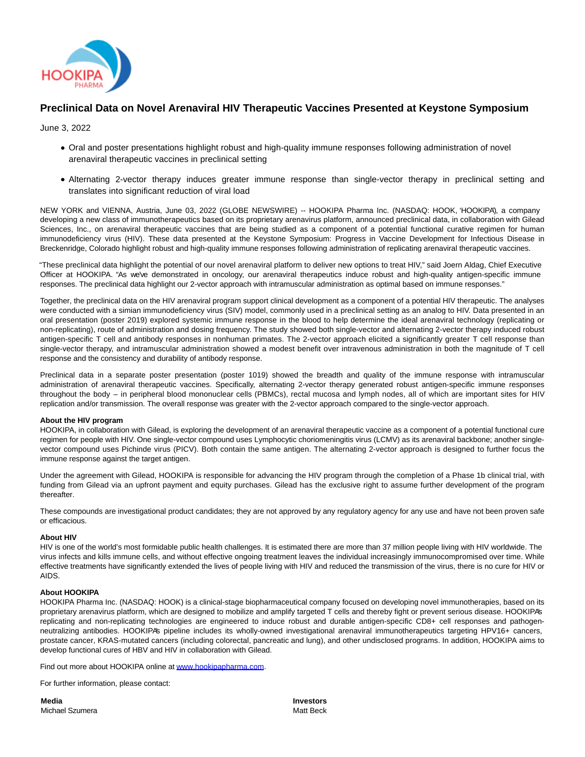# Preclinical Data on Novel Arenaviral HIV Therapeutic Vaccines Presented at Keystone Symposium

June 3, 2022

- Oral and poster presentations highlight robust and high-quality immune responses following administration of novel arenaviral therapeutic vaccines in preclinical setting
- Alternating 2-vector therapy induces greater immune response than single-vector therapy in preclinical setting and translates into significant reduction of viral load

NEW YORK and VIENNA, Austria, June 03, 2022 (GLOBE NEWSWIRE) -- HOOKIPA Pharma Inc. (NASDAQ: HOOK, 'HOOKIPA'), a company developing a new class of immunotherapeutics based on its proprietary arenavirus platform, announced preclinical data, in collaboration with Gilead Sciences, Inc., on arenaviral therapeutic vaccines that are being studied as a component of a potential functional curative regimen for human immunodeficiency virus (HIV). These data presented at the Keystone Symposium: Progress in Vaccine Development for Infectious Disease in Breckenridge, Colorado highlight robust and high-quality immune responses following administration of replicating arenaviral therapeutic vaccines.

"These preclinical data highlight the potential of our novel arenaviral platform to deliver new options to treat HIV," said Joern Aldag, Chief Executive Officer at HOOKIPA. "As we've demonstrated in oncology, our arenaviral therapeutics induce robust and high-quality antigen-specific immune responses. The preclinical data highlight our 2-vector approach with intramuscular administration as optimal based on immune responses."

Together, the preclinical data on the HIV arenaviral program support clinical development as a component of a potential HIV therapeutic. The analyses were conducted with a simian immunodeficiency virus (SIV) model, commonly used in a preclinical setting as an analog to HIV. Data presented in an oral presentation (poster 2019) explored systemic immune response in the blood to help determine the ideal arenaviral technology (replicating or non-replicating), route of administration and dosing frequency. The study showed both single-vector and alternating 2-vector therapy induced robust antigen-specific T cell and antibody responses in nonhuman primates. The 2-vector approach elicited a significantly greater T cell response than single-vector therapy, and intramuscular administration showed a modest benefit over intravenous administration in both the magnitude of T cell response and the consistency and durability of antibody response.

Preclinical data in a separate poster presentation (poster 1019) showed the breadth and quality of the immune response with intramuscular administration of arenaviral therapeutic vaccines. Specifically, alternating 2-vector therapy generated robust antigen-specific immune responses throughout the body – in peripheral blood mononuclear cells (PBMCs), rectal mucosa and lymph nodes, all of which are important sites for HIV replication and/or transmission. The overall response was greater with the 2-vector approach compared to the single-vector approach.

**About the HIV program**
HOOKIPA, in collaboration with Gilead, is exploring the development of an arenaviral therapeutic vaccine as a component of a potential functional cure regimen for people with HIV. One single-vector compound uses Lymphocytic choriomeningitis virus (LCMV) as its arenaviral backbone; another single-vector compound uses Pichinde virus (PICV). Both contain the same antigen. The alternating 2-vector approach is designed to further focus the immune response against the target antigen.

Under the agreement with Gilead, HOOKIPA is responsible for advancing the HIV program through the completion of a Phase 1b clinical trial, with funding from Gilead via an upfront payment and equity purchases. Gilead has the exclusive right to assume further development of the program thereafter.

These compounds are investigational product candidates; they are not approved by any regulatory agency for any use and have not been proven safe or efficacious.

**About HIV**
HIV is one of the world's most formidable public health challenges. It is estimated there are more than 37 million people living with HIV worldwide. The virus infects and kills immune cells, and without effective ongoing treatment leaves the individual increasingly immunocompromised over time. While effective treatments have significantly extended the lives of people living with HIV and reduced the transmission of the virus, there is no cure for HIV or AIDS.

**About HOOKIPA**
HOOKIPA Pharma Inc. (NASDAQ: HOOK) is a clinical-stage biopharmaceutical company focused on developing novel immunotherapies, based on its proprietary arenavirus platform, which are designed to mobilize and amplify targeted T cells and thereby fight or prevent serious disease. HOOKIPA's replicating and non-replicating technologies are engineered to induce robust and durable antigen-specific CD8+ cell responses and pathogen-neutralizing antibodies. HOOKIPA's pipeline includes its wholly-owned investigational arenaviral immunotherapeutics targeting HPV16+ cancers, prostate cancer, KRAS-mutated cancers (including colorectal, pancreatic and lung), and other undisclosed programs. In addition, HOOKIPA aims to develop functional cures of HBV and HIV in collaboration with Gilead.

Find out more about HOOKIPA online at www.hookipapharma.com.

For further information, please contact:

**Media**
Michael Szumera

**Investors**
Matt Beck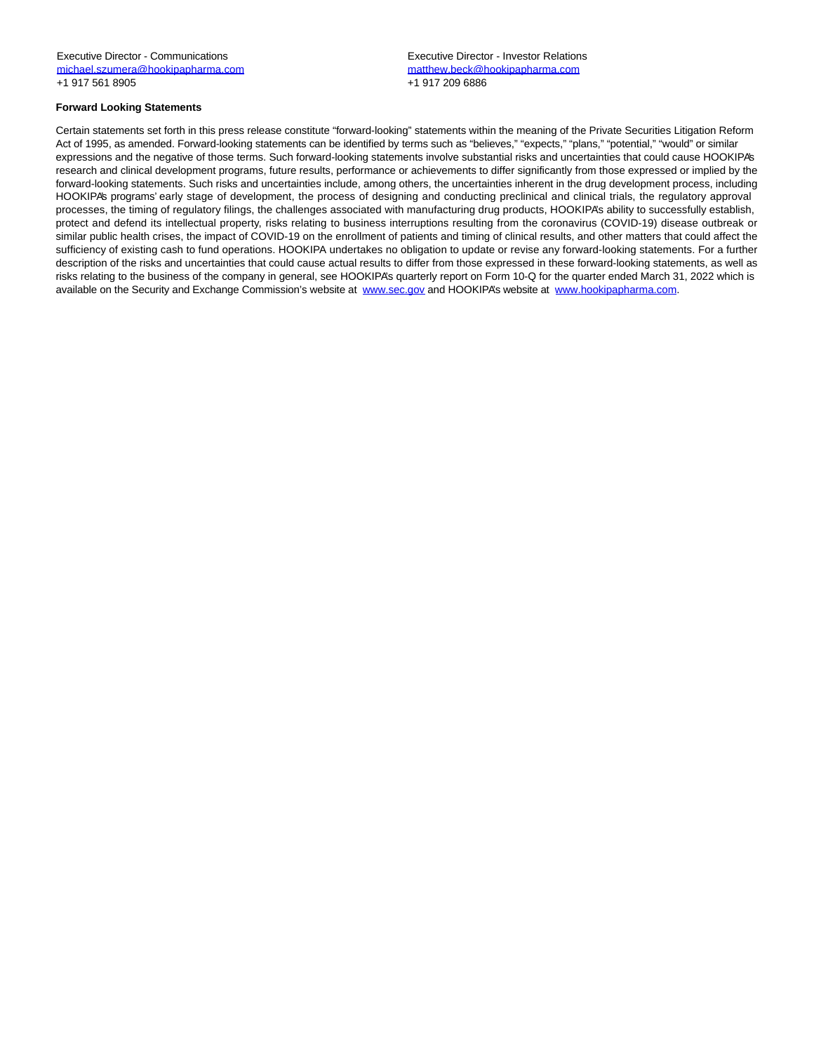Executive Director - Communications
michael.szumera@hookipapharma.com
+1 917 561 8905

Executive Director - Investor Relations
matthew.beck@hookipapharma.com
+1 917 209 6886

**Forward Looking Statements**

Certain statements set forth in this press release constitute "forward-looking" statements within the meaning of the Private Securities Litigation Reform Act of 1995, as amended. Forward-looking statements can be identified by terms such as "believes," "expects," "plans," "potential," "would" or similar expressions and the negative of those terms. Such forward-looking statements involve substantial risks and uncertainties that could cause HOOKIPA's research and clinical development programs, future results, performance or achievements to differ significantly from those expressed or implied by the forward-looking statements. Such risks and uncertainties include, among others, the uncertainties inherent in the drug development process, including HOOKIPA's programs' early stage of development, the process of designing and conducting preclinical and clinical trials, the regulatory approval processes, the timing of regulatory filings, the challenges associated with manufacturing drug products, HOOKIPA's ability to successfully establish, protect and defend its intellectual property, risks relating to business interruptions resulting from the coronavirus (COVID-19) disease outbreak or similar public health crises, the impact of COVID-19 on the enrollment of patients and timing of clinical results, and other matters that could affect the sufficiency of existing cash to fund operations. HOOKIPA undertakes no obligation to update or revise any forward-looking statements. For a further description of the risks and uncertainties that could cause actual results to differ from those expressed in these forward-looking statements, as well as risks relating to the business of the company in general, see HOOKIPA's quarterly report on Form 10-Q for the quarter ended March 31, 2022 which is available on the Security and Exchange Commission's website at www.sec.gov and HOOKIPA's website at www.hookipapharma.com.